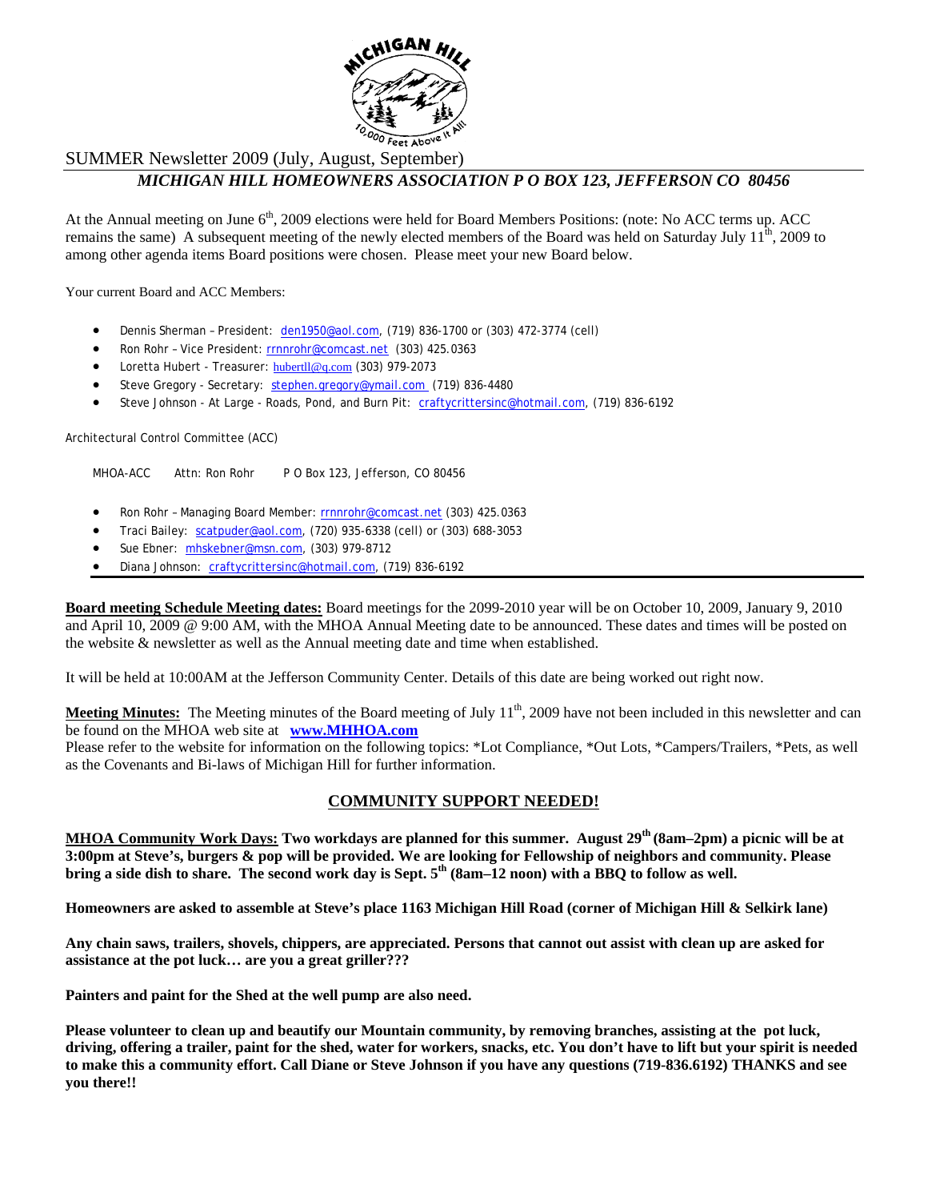SUMMER Newsletter 2009 (July, August, September)

***MICHIGAN HILL HOMEOWNERS ASSOCIATION P O BOX 123, JEFFERSON CO 80456***

At the Annual meeting on June 6th, 2009 elections were held for Board Members Positions: (note: No ACC terms up. ACC remains the same) A subsequent meeting of the newly elected members of the Board was held on Saturday July 11th, 2009 to among other agenda items Board positions were chosen. Please meet your new Board below.

Your current Board and ACC Members:

- Dennis Sherman – President: den1950@aol.com, (719) 836-1700 or (303) 472-3774 (cell)
- Ron Rohr – Vice President: rrnnrohr@comcast.net (303) 425.0363
- Loretta Hubert - Treasurer: hubertll@q.com (303) 979-2073
- Steve Gregory - Secretary: stephen.gregory@ymail.com (719) 836-4480
- Steve Johnson - At Large - Roads, Pond, and Burn Pit: craftycrittersinc@hotmail.com, (719) 836-6192

Architectural Control Committee (ACC)

MHOA-ACC Attn: Ron Rohr P O Box 123, Jefferson, CO 80456

- Ron Rohr – Managing Board Member: rrnnrohr@comcast.net (303) 425.0363
- Traci Bailey: scatpuder@aol.com, (720) 935-6338 (cell) or (303) 688-3053
- Sue Ebner: mhskebner@msn.com, (303) 979-8712
- Diana Johnson: craftycrittersinc@hotmail.com, (719) 836-6192

**Board meeting Schedule Meeting dates:** Board meetings for the 2099-2010 year will be on October 10, 2009, January 9, 2010 and April 10, 2009 @ 9:00 AM, with the MHOA Annual Meeting date to be announced. These dates and times will be posted on the website & newsletter as well as the Annual meeting date and time when established.

It will be held at 10:00AM at the Jefferson Community Center. Details of this date are being worked out right now.

**Meeting Minutes:** The Meeting minutes of the Board meeting of July 11th, 2009 have not been included in this newsletter and can be found on the MHOA web site at **www.MHHOA.com**

Please refer to the website for information on the following topics: *Lot Compliance, *Out Lots, *Campers/Trailers, *Pets, as well as the Covenants and Bi-laws of Michigan Hill for further information.

## COMMUNITY SUPPORT NEEDED!

**MHOA Community Work Days: Two workdays are planned for this summer. August 29th (8am–2pm) a picnic will be at 3:00pm at Steve's, burgers & pop will be provided. We are looking for Fellowship of neighbors and community. Please bring a side dish to share. The second work day is Sept. 5th (8am–12 noon) with a BBQ to follow as well.**

**Homeowners are asked to assemble at Steve's place 1163 Michigan Hill Road (corner of Michigan Hill & Selkirk lane)**

**Any chain saws, trailers, shovels, chippers, are appreciated. Persons that cannot out assist with clean up are asked for assistance at the pot luck… are you a great griller???**

**Painters and paint for the Shed at the well pump are also need.**

**Please volunteer to clean up and beautify our Mountain community, by removing branches, assisting at the pot luck, driving, offering a trailer, paint for the shed, water for workers, snacks, etc. You don't have to lift but your spirit is needed to make this a community effort. Call Diane or Steve Johnson if you have any questions (719-836.6192) THANKS and see you there!!**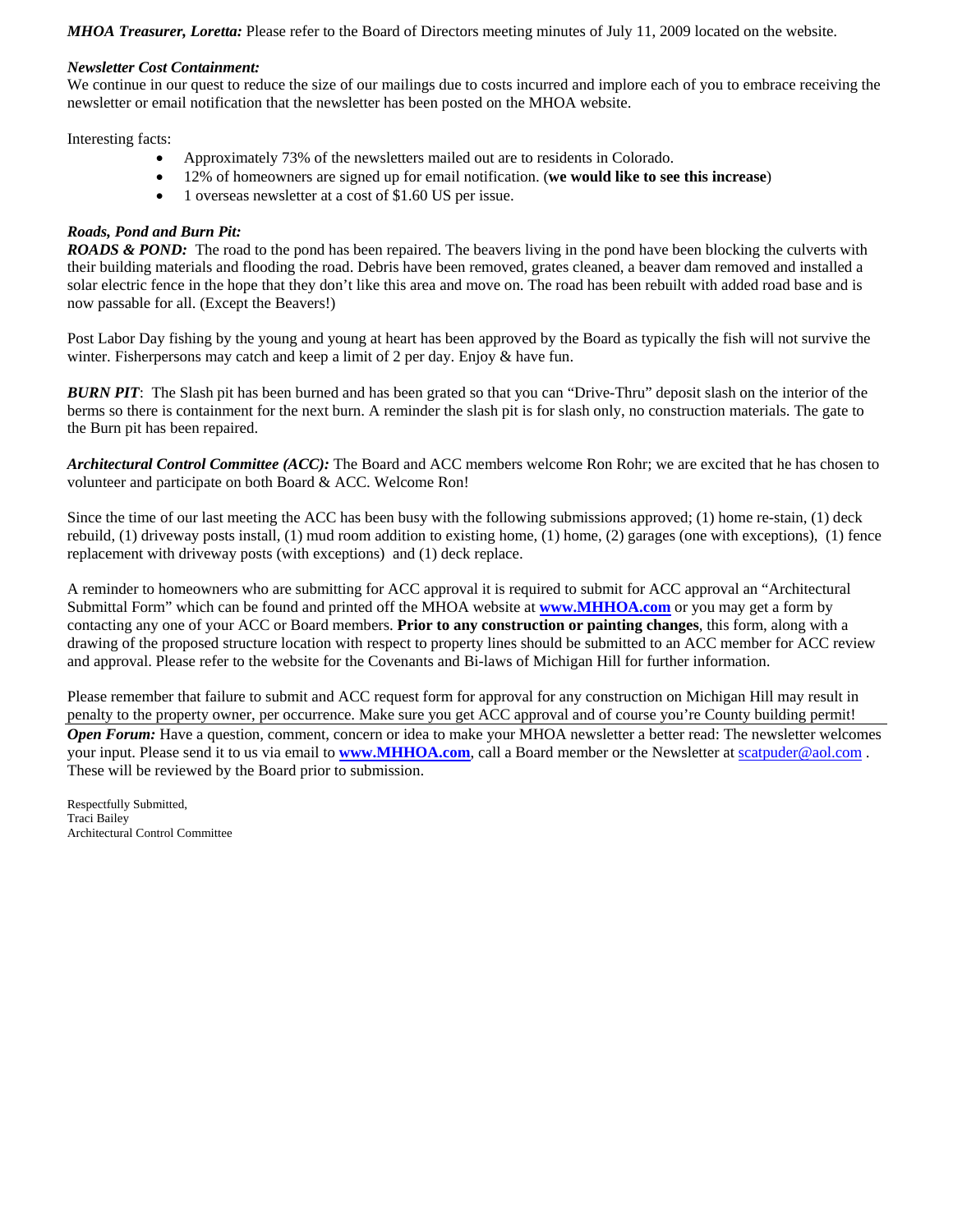***MHOA Treasurer, Loretta:*** Please refer to the Board of Directors meeting minutes of July 11, 2009 located on the website.

***Newsletter Cost Containment:***
We continue in our quest to reduce the size of our mailings due to costs incurred and implore each of you to embrace receiving the newsletter or email notification that the newsletter has been posted on the MHOA website.

Interesting facts:

- Approximately 73% of the newsletters mailed out are to residents in Colorado.
- 12% of homeowners are signed up for email notification. (**we would like to see this increase**)
- 1 overseas newsletter at a cost of $1.60 US per issue.

***Roads, Pond and Burn Pit:***
***ROADS & POND:*** The road to the pond has been repaired. The beavers living in the pond have been blocking the culverts with their building materials and flooding the road. Debris have been removed, grates cleaned, a beaver dam removed and installed a solar electric fence in the hope that they don't like this area and move on. The road has been rebuilt with added road base and is now passable for all. (Except the Beavers!)

Post Labor Day fishing by the young and young at heart has been approved by the Board as typically the fish will not survive the winter. Fisherpersons may catch and keep a limit of 2 per day. Enjoy & have fun.

***BURN PIT***: The Slash pit has been burned and has been grated so that you can "Drive-Thru" deposit slash on the interior of the berms so there is containment for the next burn. A reminder the slash pit is for slash only, no construction materials. The gate to the Burn pit has been repaired.

***Architectural Control Committee (ACC):*** The Board and ACC members welcome Ron Rohr; we are excited that he has chosen to volunteer and participate on both Board & ACC. Welcome Ron!

Since the time of our last meeting the ACC has been busy with the following submissions approved; (1) home re-stain, (1) deck rebuild, (1) driveway posts install, (1) mud room addition to existing home, (1) home, (2) garages (one with exceptions), (1) fence replacement with driveway posts (with exceptions) and (1) deck replace.

A reminder to homeowners who are submitting for ACC approval it is required to submit for ACC approval an "Architectural Submittal Form" which can be found and printed off the MHOA website at **www.MHHOA.com** or you may get a form by contacting any one of your ACC or Board members. **Prior to any construction or painting changes**, this form, along with a drawing of the proposed structure location with respect to property lines should be submitted to an ACC member for ACC review and approval. Please refer to the website for the Covenants and Bi-laws of Michigan Hill for further information.

Please remember that failure to submit and ACC request form for approval for any construction on Michigan Hill may result in penalty to the property owner, per occurrence. Make sure you get ACC approval and of course you're County building permit!

***Open Forum:*** Have a question, comment, concern or idea to make your MHOA newsletter a better read: The newsletter welcomes your input. Please send it to us via email to **www.MHHOA.com**, call a Board member or the Newsletter at scatpuder@aol.com . These will be reviewed by the Board prior to submission.

Respectfully Submitted,
Traci Bailey
Architectural Control Committee